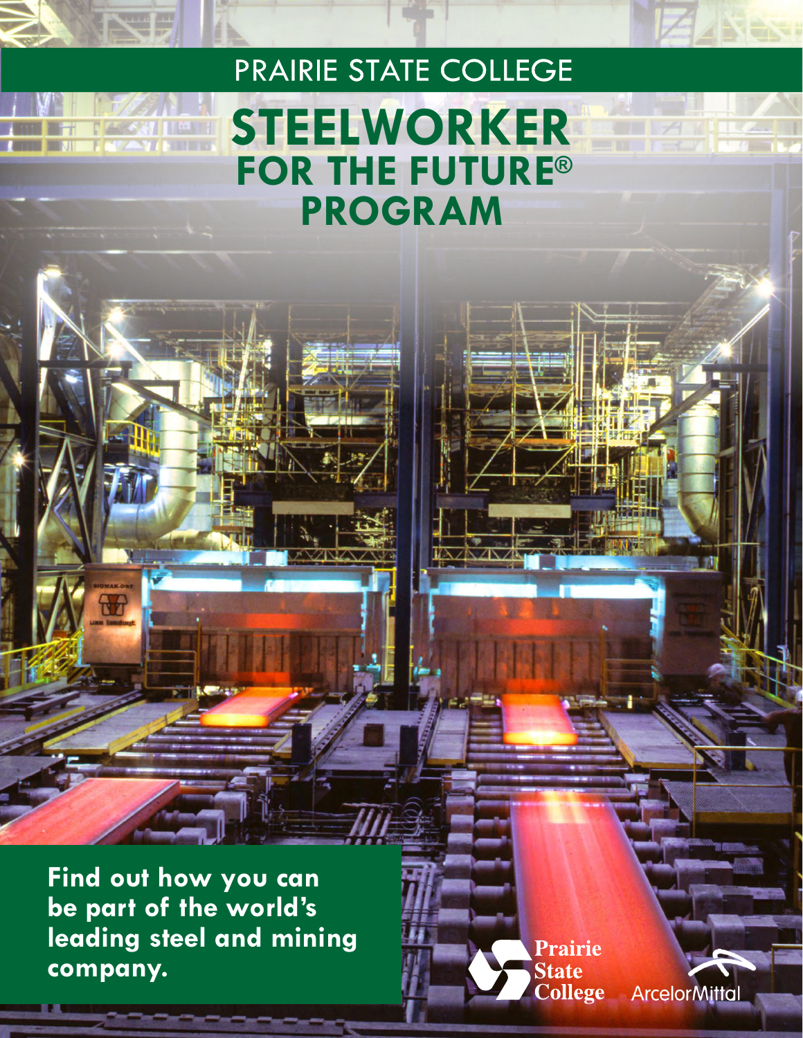PRAIRIE STATE COLLEGE

# STEELWORKER FOR THE FUTURE® PROGRAM

**Find out how you can be part of the world's leading steel and mining company.**

Prairie State College

ArcelorMittal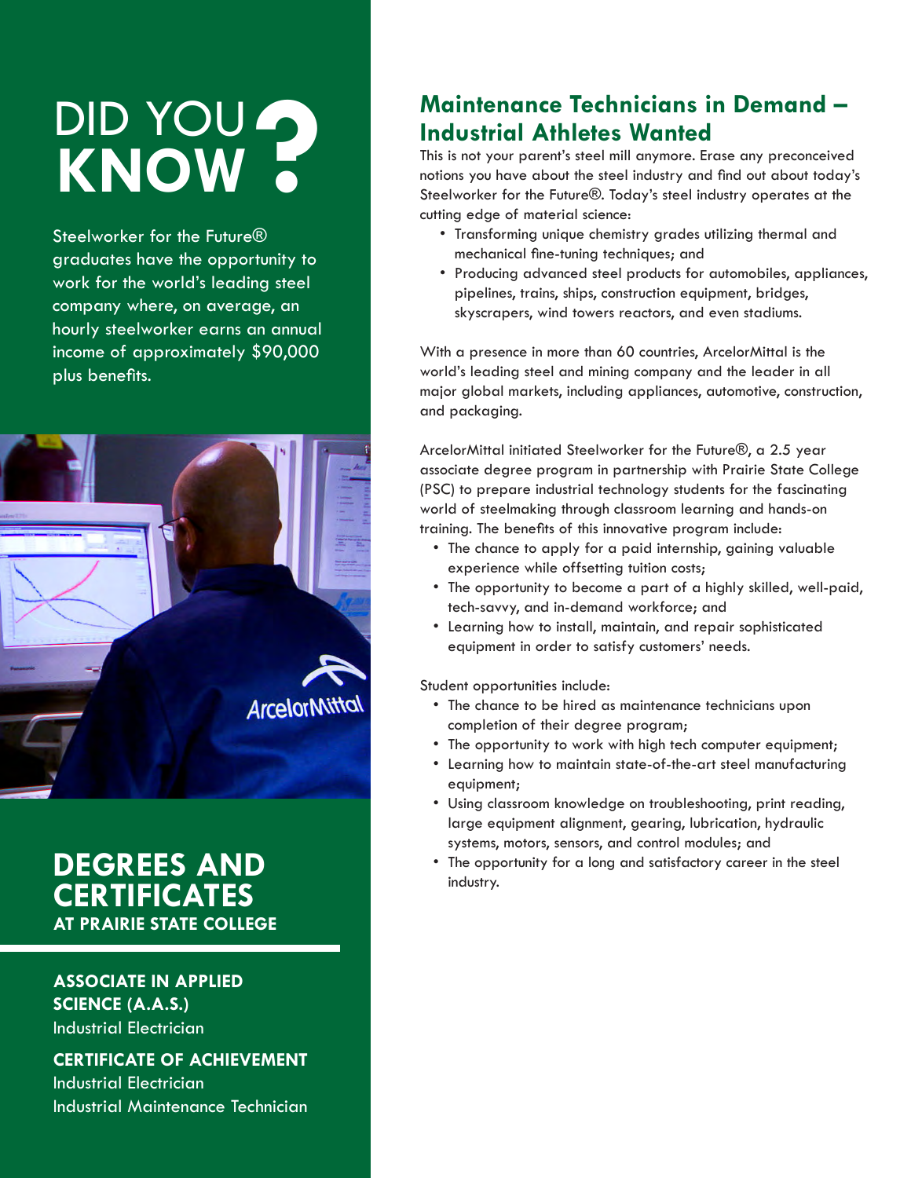# DID YOU KNOW?

Steelworker for the Future® graduates have the opportunity to work for the world's leading steel company where, on average, an hourly steelworker earns an annual income of approximately $90,000 plus benefits.

## DEGREES AND CERTIFICATES

### AT PRAIRIE STATE COLLEGE

**ASSOCIATE IN APPLIED SCIENCE (A.A.S.)**
Industrial Electrician

**CERTIFICATE OF ACHIEVEMENT**
Industrial Electrician
Industrial Maintenance Technician

## Maintenance Technicians in Demand – Industrial Athletes Wanted

This is not your parent's steel mill anymore. Erase any preconceived notions you have about the steel industry and find out about today's Steelworker for the Future®. Today's steel industry operates at the cutting edge of material science:

- Transforming unique chemistry grades utilizing thermal and mechanical fine-tuning techniques; and
- Producing advanced steel products for automobiles, appliances, pipelines, trains, ships, construction equipment, bridges, skyscrapers, wind towers reactors, and even stadiums.

With a presence in more than 60 countries, ArcelorMittal is the world's leading steel and mining company and the leader in all major global markets, including appliances, automotive, construction, and packaging.

ArcelorMittal initiated Steelworker for the Future®, a 2.5 year associate degree program in partnership with Prairie State College (PSC) to prepare industrial technology students for the fascinating world of steelmaking through classroom learning and hands-on training. The benefits of this innovative program include:

- The chance to apply for a paid internship, gaining valuable experience while offsetting tuition costs;
- The opportunity to become a part of a highly skilled, well-paid, tech-savvy, and in-demand workforce; and
- Learning how to install, maintain, and repair sophisticated equipment in order to satisfy customers' needs.

Student opportunities include:

- The chance to be hired as maintenance technicians upon completion of their degree program;
- The opportunity to work with high tech computer equipment;
- Learning how to maintain state-of-the-art steel manufacturing equipment;
- Using classroom knowledge on troubleshooting, print reading, large equipment alignment, gearing, lubrication, hydraulic systems, motors, sensors, and control modules; and
- The opportunity for a long and satisfactory career in the steel industry.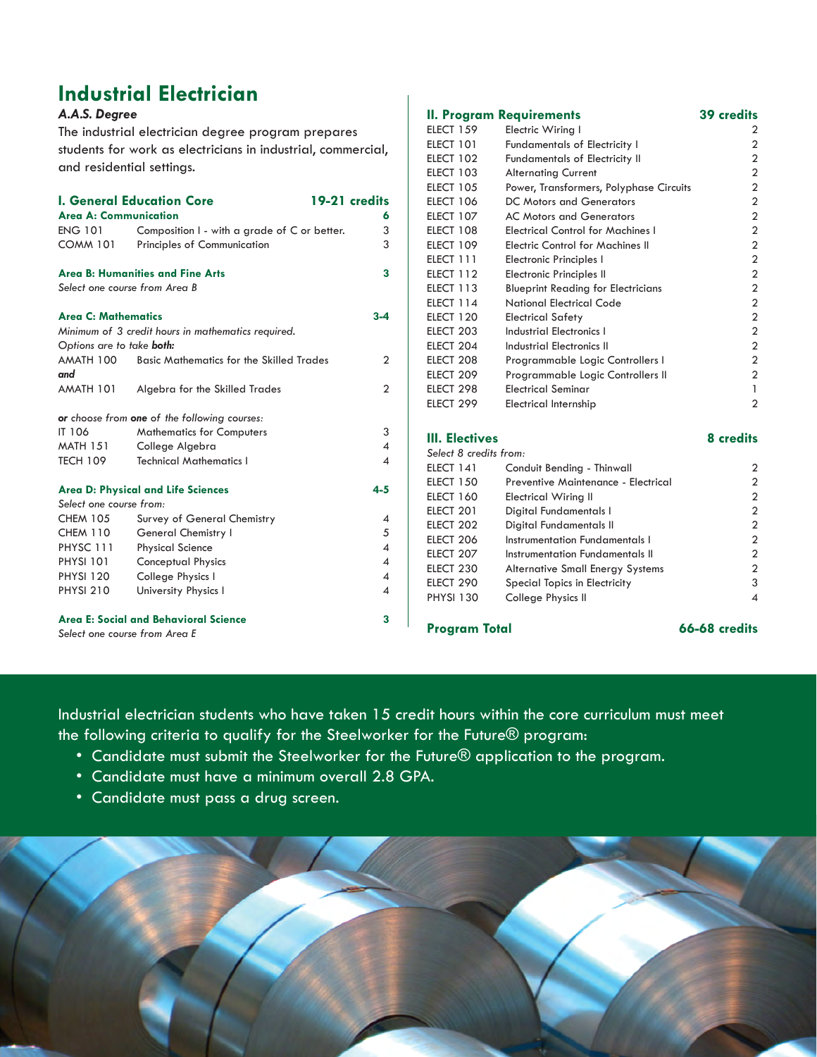# Industrial Electrician

***A.A.S. Degree***

The industrial electrician degree program prepares students for work as electricians in industrial, commercial, and residential settings.

## I. General Education Core — 19-21 credits

### Area A: Communication — 6

| Course | Title | Credits |
|---|---|---|
| ENG 101 | Composition I - with a grade of C or better. | 3 |
| COMM 101 | Principles of Communication | 3 |

### Area B: Humanities and Fine Arts — 3

*Select one course from Area B*

### Area C: Mathematics — 3-4

*Minimum of 3 credit hours in mathematics required.*

*Options are to take* ***both:***

| Course | Title | Credits |
|---|---|---|
| AMATH 100 | Basic Mathematics for the Skilled Trades | 2 |
| ***and*** | | |
| AMATH 101 | Algebra for the Skilled Trades | 2 |

***or*** *choose from* ***one*** *of the following courses:*

| Course | Title | Credits |
|---|---|---|
| IT 106 | Mathematics for Computers | 3 |
| MATH 151 | College Algebra | 4 |
| TECH 109 | Technical Mathematics I | 4 |

### Area D: Physical and Life Sciences — 4-5

*Select one course from:*

| Course | Title | Credits |
|---|---|---|
| CHEM 105 | Survey of General Chemistry | 4 |
| CHEM 110 | General Chemistry I | 5 |
| PHYSC 111 | Physical Science | 4 |
| PHYSI 101 | Conceptual Physics | 4 |
| PHYSI 120 | College Physics I | 4 |
| PHYSI 210 | University Physics I | 4 |

### Area E: Social and Behavioral Science — 3

*Select one course from Area E*

## II. Program Requirements — 39 credits

| Course | Title | Credits |
|---|---|---|
| ELECT 159 | Electric Wiring I | 2 |
| ELECT 101 | Fundamentals of Electricity I | 2 |
| ELECT 102 | Fundamentals of Electricity II | 2 |
| ELECT 103 | Alternating Current | 2 |
| ELECT 105 | Power, Transformers, Polyphase Circuits | 2 |
| ELECT 106 | DC Motors and Generators | 2 |
| ELECT 107 | AC Motors and Generators | 2 |
| ELECT 108 | Electrical Control for Machines I | 2 |
| ELECT 109 | Electric Control for Machines II | 2 |
| ELECT 111 | Electronic Principles I | 2 |
| ELECT 112 | Electronic Principles II | 2 |
| ELECT 113 | Blueprint Reading for Electricians | 2 |
| ELECT 114 | National Electrical Code | 2 |
| ELECT 120 | Electrical Safety | 2 |
| ELECT 203 | Industrial Electronics I | 2 |
| ELECT 204 | Industrial Electronics II | 2 |
| ELECT 208 | Programmable Logic Controllers I | 2 |
| ELECT 209 | Programmable Logic Controllers II | 2 |
| ELECT 298 | Electrical Seminar | 1 |
| ELECT 299 | Electrical Internship | 2 |

## III. Electives — 8 credits

*Select 8 credits from:*

| Course | Title | Credits |
|---|---|---|
| ELECT 141 | Conduit Bending - Thinwall | 2 |
| ELECT 150 | Preventive Maintenance - Electrical | 2 |
| ELECT 160 | Electrical Wiring II | 2 |
| ELECT 201 | Digital Fundamentals I | 2 |
| ELECT 202 | Digital Fundamentals II | 2 |
| ELECT 206 | Instrumentation Fundamentals I | 2 |
| ELECT 207 | Instrumentation Fundamentals II | 2 |
| ELECT 230 | Alternative Small Energy Systems | 2 |
| ELECT 290 | Special Topics in Electricity | 3 |
| PHYSI 130 | College Physics II | 4 |

## Program Total — 66-68 credits

Industrial electrician students who have taken 15 credit hours within the core curriculum must meet the following criteria to qualify for the Steelworker for the Future® program:

- Candidate must submit the Steelworker for the Future® application to the program.
- Candidate must have a minimum overall 2.8 GPA.
- Candidate must pass a drug screen.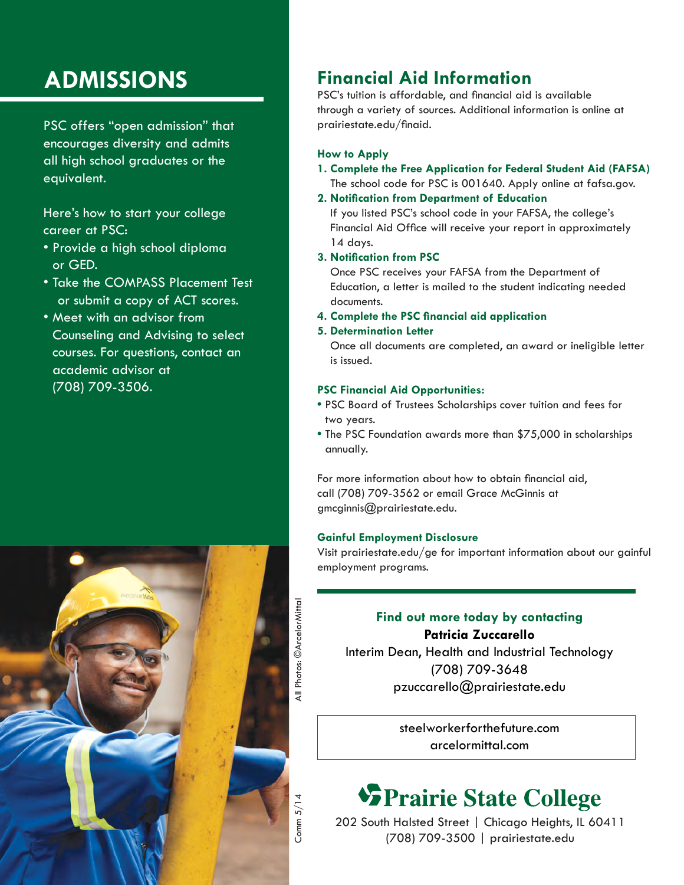# ADMISSIONS

PSC offers "open admission" that encourages diversity and admits all high school graduates or the equivalent.

Here's how to start your college career at PSC:

- Provide a high school diploma or GED.
- Take the COMPASS Placement Test or submit a copy of ACT scores.
- Meet with an advisor from Counseling and Advising to select courses. For questions, contact an academic advisor at (708) 709-3506.

## Financial Aid Information

PSC's tuition is affordable, and financial aid is available through a variety of sources. Additional information is online at prairiestate.edu/finaid.

### How to Apply

1. **Complete the Free Application for Federal Student Aid (FAFSA)**
   The school code for PSC is 001640. Apply online at fafsa.gov.
2. **Notification from Department of Education**
   If you listed PSC's school code in your FAFSA, the college's Financial Aid Office will receive your report in approximately 14 days.
3. **Notification from PSC**
   Once PSC receives your FAFSA from the Department of Education, a letter is mailed to the student indicating needed documents.
4. **Complete the PSC financial aid application**
5. **Determination Letter**
   Once all documents are completed, an award or ineligible letter is issued.

### PSC Financial Aid Opportunities:

- PSC Board of Trustees Scholarships cover tuition and fees for two years.
- The PSC Foundation awards more than $75,000 in scholarships annually.

For more information about how to obtain financial aid, call (708) 709-3562 or email Grace McGinnis at gmcginnis@prairiestate.edu.

### Gainful Employment Disclosure

Visit prairiestate.edu/ge for important information about our gainful employment programs.

All Photos: ©ArcelorMittal

**Find out more today by contacting**
**Patricia Zuccarello**
Interim Dean, Health and Industrial Technology
(708) 709-3648
pzuccarello@prairiestate.edu

steelworkerforthefuture.com
arcelormittal.com

**Prairie State College**
202 South Halsted Street | Chicago Heights, IL 60411
(708) 709-3500 | prairiestate.edu

Comm 5/14